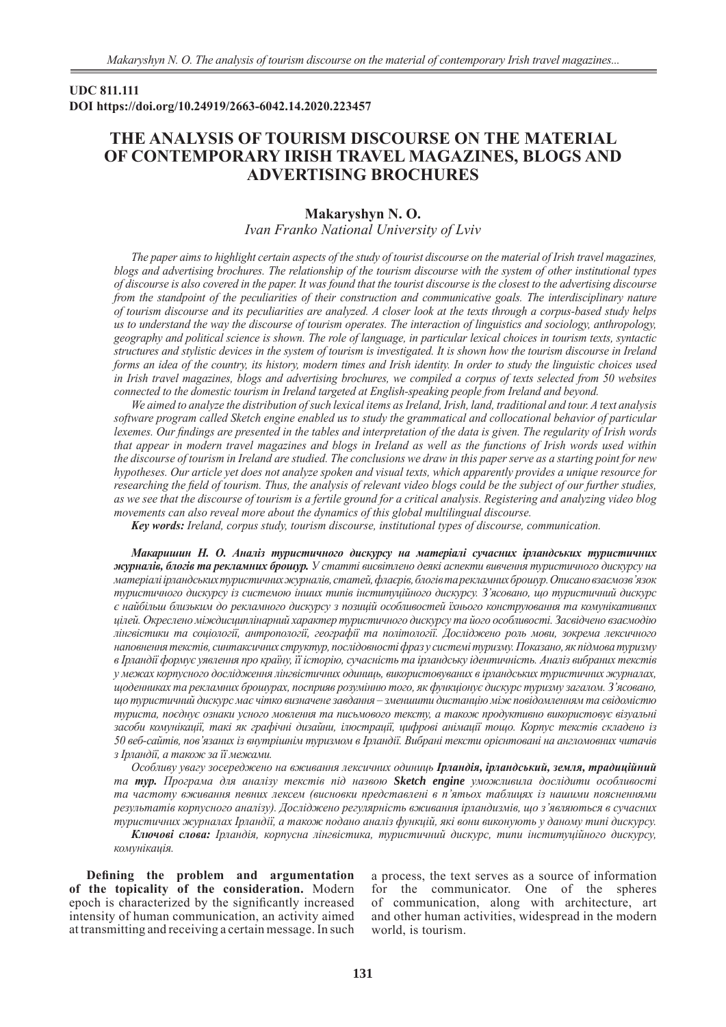**UDC 811.111**
**DOI https://doi.org/10.24919/2663-6042.14.2020.223457**

# THE ANALYSIS OF TOURISM DISCOURSE ON THE MATERIAL OF CONTEMPORARY IRISH TRAVEL MAGAZINES, BLOGS AND ADVERTISING BROCHURES

**Makaryshyn N. O.**
*Ivan Franko National University of Lviv*

*The paper aims to highlight certain aspects of the study of tourist discourse on the material of Irish travel magazines, blogs and advertising brochures. The relationship of the tourism discourse with the system of other institutional types of discourse is also covered in the paper. It was found that the tourist discourse is the closest to the advertising discourse from the standpoint of the peculiarities of their construction and communicative goals. The interdisciplinary nature of tourism discourse and its peculiarities are analyzed. A closer look at the texts through a corpus-based study helps us to understand the way the discourse of tourism operates. The interaction of linguistics and sociology, anthropology, geography and political science is shown. The role of language, in particular lexical choices in tourism texts, syntactic structures and stylistic devices in the system of tourism is investigated. It is shown how the tourism discourse in Ireland forms an idea of the country, its history, modern times and Irish identity. In order to study the linguistic choices used in Irish travel magazines, blogs and advertising brochures, we compiled a corpus of texts selected from 50 websites connected to the domestic tourism in Ireland targeted at English-speaking people from Ireland and beyond.*

*We aimed to analyze the distribution of such lexical items as Ireland, Irish, land, traditional and tour. A text analysis software program called Sketch engine enabled us to study the grammatical and collocational behavior of particular lexemes. Our findings are presented in the tables and interpretation of the data is given. The regularity of Irish words that appear in modern travel magazines and blogs in Ireland as well as the functions of Irish words used within the discourse of tourism in Ireland are studied. The conclusions we draw in this paper serve as a starting point for new hypotheses. Our article yet does not analyze spoken and visual texts, which apparently provides a unique resource for researching the field of tourism. Thus, the analysis of relevant video blogs could be the subject of our further studies, as we see that the discourse of tourism is a fertile ground for a critical analysis. Registering and analyzing video blog movements can also reveal more about the dynamics of this global multilingual discourse.*

***Key words:*** *Ireland, corpus study, tourism discourse, institutional types of discourse, communication.*

***Макаришин Н. О. Аналіз туристичного дискурсу на матеріалі сучасних ірландських туристичних журналів, блогів та рекламних брошур.*** *У статті висвітлено деякі аспекти вивчення туристичного дискурсу на матеріалі ірландських туристичних журналів, статей, флаєрів, блогів та рекламних брошур. Описано взаємозв'язок туристичного дискурсу із системою інших типів інституційного дискурсу. З'ясовано, що туристичний дискурс є найбільш близьким до рекламного дискурсу з позицій особливостей їхнього конструювання та комунікативних цілей. Окреслено міждисциплінарний характер туристичного дискурсу та його особливості. Засвідчено взаємодію лінгвістики та соціології, антропології, географії та політології. Досліджено роль мови, зокрема лексичного наповнення текстів, синтаксичних структур, послідовності фраз у системі туризму. Показано, як підмова туризму в Ірландії формує уявлення про країну, її історію, сучасність та ірландську ідентичність. Аналіз вибраних текстів у межах корпусного дослідження лінгвістичних одиниць, використовуваних в ірландських туристичних журналах, щоденниках та рекламних брошурах, посприяв розумінню того, як функціонує дискурс туризму загалом. З'ясовано, що туристичний дискурс має чітко визначене завдання – зменшити дистанцію між повідомленням та свідомістю туриста, поєднує ознаки усного мовлення та письмового тексту, а також продуктивно використовує візуальні засоби комунікації, такі як графічні дизайни, ілюстрації, цифрові анімації тощо. Корпус текстів складено із 50 веб-сайтів, пов'язаних із внутрішнім туризмом в Ірландії. Вибрані тексти орієнтовані на англомовних читачів з Ірландії, а також за її межами.*

*Особливу увагу зосереджено на вживання лексичних одиниць* ***Ірландія, ірландський, земля, традиційний*** *та* ***тур.*** *Програма для аналізу текстів під назвою* ***Sketch engine*** *уможливила дослідити особливості та частоту вживання певних лексем (висновки представлені в п'ятьох таблицях із нашими поясненнями результатів корпусного аналізу). Досліджено регулярність вживання ірландизмів, що з'являються в сучасних туристичних журналах Ірландії, а також подано аналіз функцій, які вони виконують у даному типі дискурсу.*

***Ключові слова:*** *Ірландія, корпусна лінгвістика, туристичний дискурс, типи інституційного дискурсу, комунікація.*

**Defining the problem and argumentation of the topicality of the consideration.** Modern epoch is characterized by the significantly increased intensity of human communication, an activity aimed at transmitting and receiving a certain message. In such a process, the text serves as a source of information for the communicator. One of the spheres of communication, along with architecture, art and other human activities, widespread in the modern world, is tourism.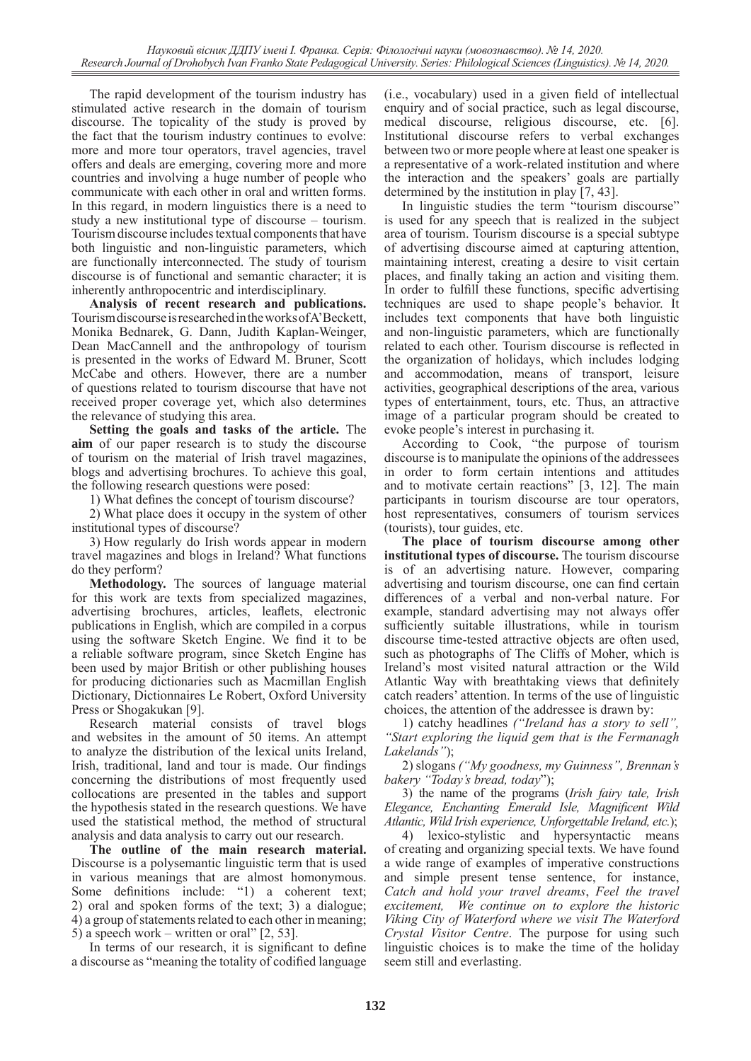The rapid development of the tourism industry has stimulated active research in the domain of tourism discourse. The topicality of the study is proved by the fact that the tourism industry continues to evolve: more and more tour operators, travel agencies, travel offers and deals are emerging, covering more and more countries and involving a huge number of people who communicate with each other in oral and written forms. In this regard, in modern linguistics there is a need to study a new institutional type of discourse – tourism. Tourism discourse includes textual components that have both linguistic and non-linguistic parameters, which are functionally interconnected. The study of tourism discourse is of functional and semantic character; it is inherently anthropocentric and interdisciplinary.

**Analysis of recent research and publications.** Tourism discourse is researched in the works of A'Beckett, Monika Bednarek, G. Dann, Judith Kaplan-Weinger, Dean MacCannell and the anthropology of tourism is presented in the works of Edward M. Bruner, Scott McCabe and others. However, there are a number of questions related to tourism discourse that have not received proper coverage yet, which also determines the relevance of studying this area.

**Setting the goals and tasks of the article.** The **aim** of our paper research is to study the discourse of tourism on the material of Irish travel magazines, blogs and advertising brochures. To achieve this goal, the following research questions were posed:

1) What defines the concept of tourism discourse?

2) What place does it occupy in the system of other institutional types of discourse?

3) How regularly do Irish words appear in modern travel magazines and blogs in Ireland? What functions do they perform?

**Methodology.** The sources of language material for this work are texts from specialized magazines, advertising brochures, articles, leaflets, electronic publications in English, which are compiled in a corpus using the software Sketch Engine. We find it to be a reliable software program, since Sketch Engine has been used by major British or other publishing houses for producing dictionaries such as Macmillan English Dictionary, Dictionnaires Le Robert, Oxford University Press or Shogakukan [9].

Research material consists of travel blogs and websites in the amount of 50 items. An attempt to analyze the distribution of the lexical units Ireland, Irish, traditional, land and tour is made. Our findings concerning the distributions of most frequently used collocations are presented in the tables and support the hypothesis stated in the research questions. We have used the statistical method, the method of structural analysis and data analysis to carry out our research.

**The outline of the main research material.** Discourse is a polysemantic linguistic term that is used in various meanings that are almost homonymous. Some definitions include: "1) a coherent text; 2) oral and spoken forms of the text; 3) a dialogue; 4) a group of statements related to each other in meaning; 5) a speech work – written or oral" [2, 53].

In terms of our research, it is significant to define a discourse as "meaning the totality of codified language (i.e., vocabulary) used in a given field of intellectual enquiry and of social practice, such as legal discourse, medical discourse, religious discourse, etc. [6]. Institutional discourse refers to verbal exchanges between two or more people where at least one speaker is a representative of a work-related institution and where the interaction and the speakers' goals are partially determined by the institution in play [7, 43].

In linguistic studies the term "tourism discourse" is used for any speech that is realized in the subject area of tourism. Tourism discourse is a special subtype of advertising discourse aimed at capturing attention, maintaining interest, creating a desire to visit certain places, and finally taking an action and visiting them. In order to fulfill these functions, specific advertising techniques are used to shape people's behavior. It includes text components that have both linguistic and non-linguistic parameters, which are functionally related to each other. Tourism discourse is reflected in the organization of holidays, which includes lodging and accommodation, means of transport, leisure activities, geographical descriptions of the area, various types of entertainment, tours, etc. Thus, an attractive image of a particular program should be created to evoke people's interest in purchasing it.

According to Cook, "the purpose of tourism discourse is to manipulate the opinions of the addressees in order to form certain intentions and attitudes and to motivate certain reactions" [3, 12]. The main participants in tourism discourse are tour operators, host representatives, consumers of tourism services (tourists), tour guides, etc.

**The place of tourism discourse among other institutional types of discourse.** The tourism discourse is of an advertising nature. However, comparing advertising and tourism discourse, one can find certain differences of a verbal and non-verbal nature. For example, standard advertising may not always offer sufficiently suitable illustrations, while in tourism discourse time-tested attractive objects are often used, such as photographs of The Cliffs of Moher, which is Ireland's most visited natural attraction or the Wild Atlantic Way with breathtaking views that definitely catch readers' attention. In terms of the use of linguistic choices, the attention of the addressee is drawn by:

1) catchy headlines *("Ireland has a story to sell", "Start exploring the liquid gem that is the Fermanagh Lakelands")*;

2) slogans *("My goodness, my Guinness", Brennan's bakery "Today's bread, today")*;

3) the name of the programs (*Irish fairy tale, Irish Elegance, Enchanting Emerald Isle, Magnificent Wild Atlantic, Wild Irish experience, Unforgettable Ireland, etc.*);

4) lexico-stylistic and hypersyntactic means of creating and organizing special texts. We have found a wide range of examples of imperative constructions and simple present tense sentence, for instance, *Catch and hold your travel dreams*, *Feel the travel excitement, We continue on to explore the historic Viking City of Waterford where we visit The Waterford Crystal Visitor Centre*. The purpose for using such linguistic choices is to make the time of the holiday seem still and everlasting.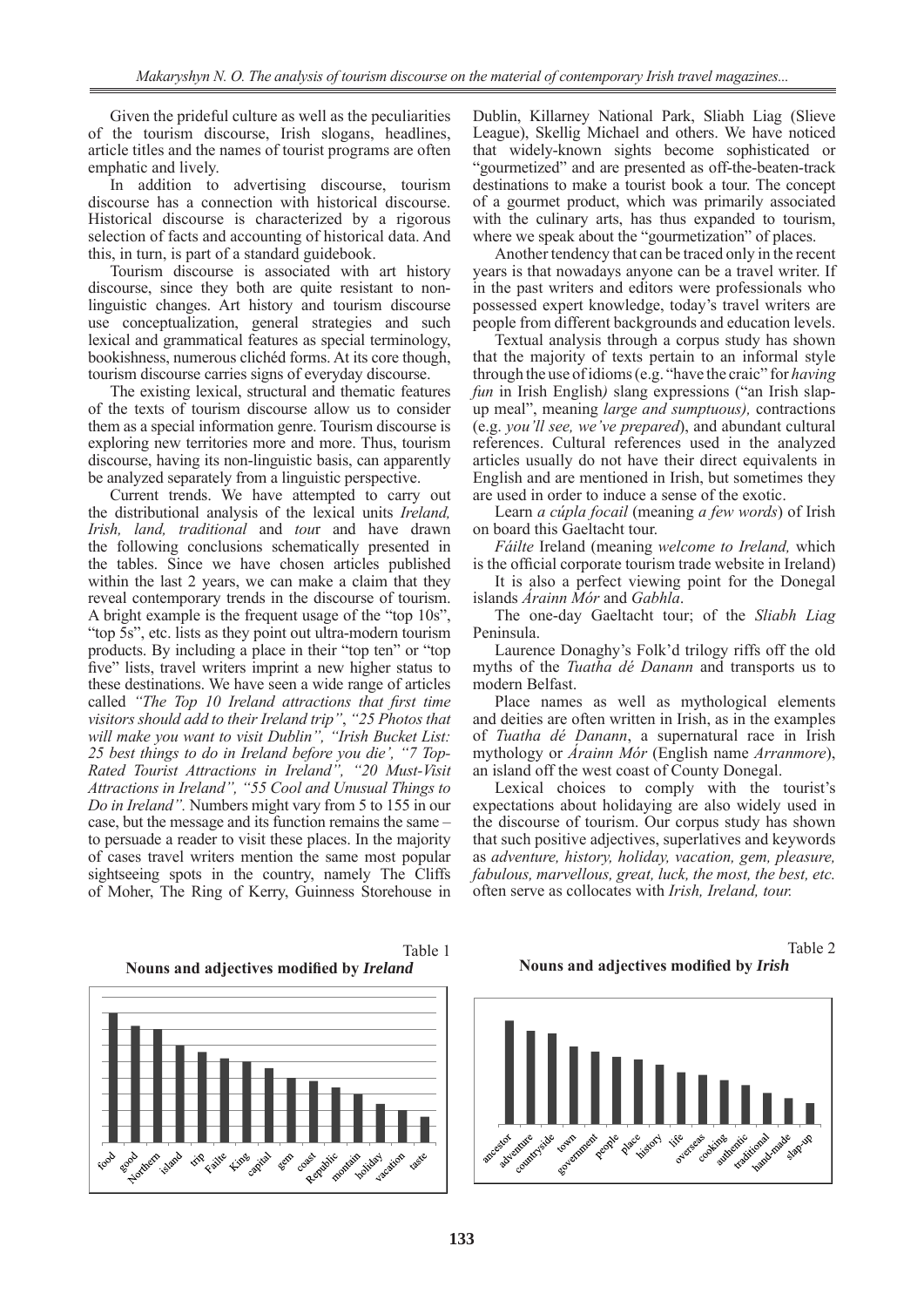Given the prideful culture as well as the peculiarities of the tourism discourse, Irish slogans, headlines, article titles and the names of tourist programs are often emphatic and lively.

In addition to advertising discourse, tourism discourse has a connection with historical discourse. Historical discourse is characterized by a rigorous selection of facts and accounting of historical data. And this, in turn, is part of a standard guidebook.

Tourism discourse is associated with art history discourse, since they both are quite resistant to non-linguistic changes. Art history and tourism discourse use conceptualization, general strategies and such lexical and grammatical features as special terminology, bookishness, numerous clichéd forms. At its core though, tourism discourse carries signs of everyday discourse.

The existing lexical, structural and thematic features of the texts of tourism discourse allow us to consider them as a special information genre. Tourism discourse is exploring new territories more and more. Thus, tourism discourse, having its non-linguistic basis, can apparently be analyzed separately from a linguistic perspective.

Current trends. We have attempted to carry out the distributional analysis of the lexical units *Ireland, Irish, land, traditional* and *tou*r and have drawn the following conclusions schematically presented in the tables. Since we have chosen articles published within the last 2 years, we can make a claim that they reveal contemporary trends in the discourse of tourism. A bright example is the frequent usage of the "top 10s", "top 5s", etc. lists as they point out ultra-modern tourism products. By including a place in their "top ten" or "top five" lists, travel writers imprint a new higher status to these destinations. We have seen a wide range of articles called *"The Top 10 Ireland attractions that first time visitors should add to their Ireland trip"*, *"25 Photos that will make you want to visit Dublin", "Irish Bucket List: 25 best things to do in Ireland before you die', "7 Top-Rated Tourist Attractions in Ireland", "20 Must-Visit Attractions in Ireland", "55 Cool and Unusual Things to Do in Ireland".* Numbers might vary from 5 to 155 in our case, but the message and its function remains the same – to persuade a reader to visit these places. In the majority of cases travel writers mention the same most popular sightseeing spots in the country, namely The Cliffs of Moher, The Ring of Kerry, Guinness Storehouse in Dublin, Killarney National Park, Sliabh Liag (Slieve League), Skellig Michael and others. We have noticed that widely-known sights become sophisticated or "gourmetized" and are presented as off-the-beaten-track destinations to make a tourist book a tour. The concept of a gourmet product, which was primarily associated with the culinary arts, has thus expanded to tourism, where we speak about the "gourmetization" of places.

Another tendency that can be traced only in the recent years is that nowadays anyone can be a travel writer. If in the past writers and editors were professionals who possessed expert knowledge, today's travel writers are people from different backgrounds and education levels.

Textual analysis through a corpus study has shown that the majority of texts pertain to an informal style through the use of idioms (e.g. "have the craic" for *having fun* in Irish English*)* slang expressions ("an Irish slap-up meal", meaning *large and sumptuous),* contractions (e.g. *you'll see, we've prepared*), and abundant cultural references. Cultural references used in the analyzed articles usually do not have their direct equivalents in English and are mentioned in Irish, but sometimes they are used in order to induce a sense of the exotic.

Learn *a cúpla focail* (meaning *a few words*) of Irish on board this Gaeltacht tour.

*Fáilte* Ireland (meaning *welcome to Ireland,* which is the official corporate tourism trade website in Ireland)

It is also a perfect viewing point for the Donegal islands *Árainn Mór* and *Gabhla*.

The one-day Gaeltacht tour; of the *Sliabh Liag* Peninsula.

Laurence Donaghy's Folk'd trilogy riffs off the old myths of the *Tuatha dé Danann* and transports us to modern Belfast.

Place names as well as mythological elements and deities are often written in Irish, as in the examples of *Tuatha dé Danann*, a supernatural race in Irish mythology or *Árainn Mór* (English name *Arranmore*), an island off the west coast of County Donegal.

Lexical choices to comply with the tourist's expectations about holidaying are also widely used in the discourse of tourism. Our corpus study has shown that such positive adjectives, superlatives and keywords as *adventure, history, holiday, vacation, gem, pleasure, fabulous, marvellous, great, luck, the most, the best, etc.* often serve as collocates with *Irish, Ireland, tour.*

Table 1

**Nouns and adjectives modified by *Ireland***

food, good, Northern, island, trip, Failte, King, capital, gem, coast, Republic, montain, holiday, vacation, taste

Table 2

**Nouns and adjectives modified by *Irish***

ancestor, adventure, countryside, town, government, people, place, history, life, overseas, cooking, authentic, traditional, hand-made, slap-up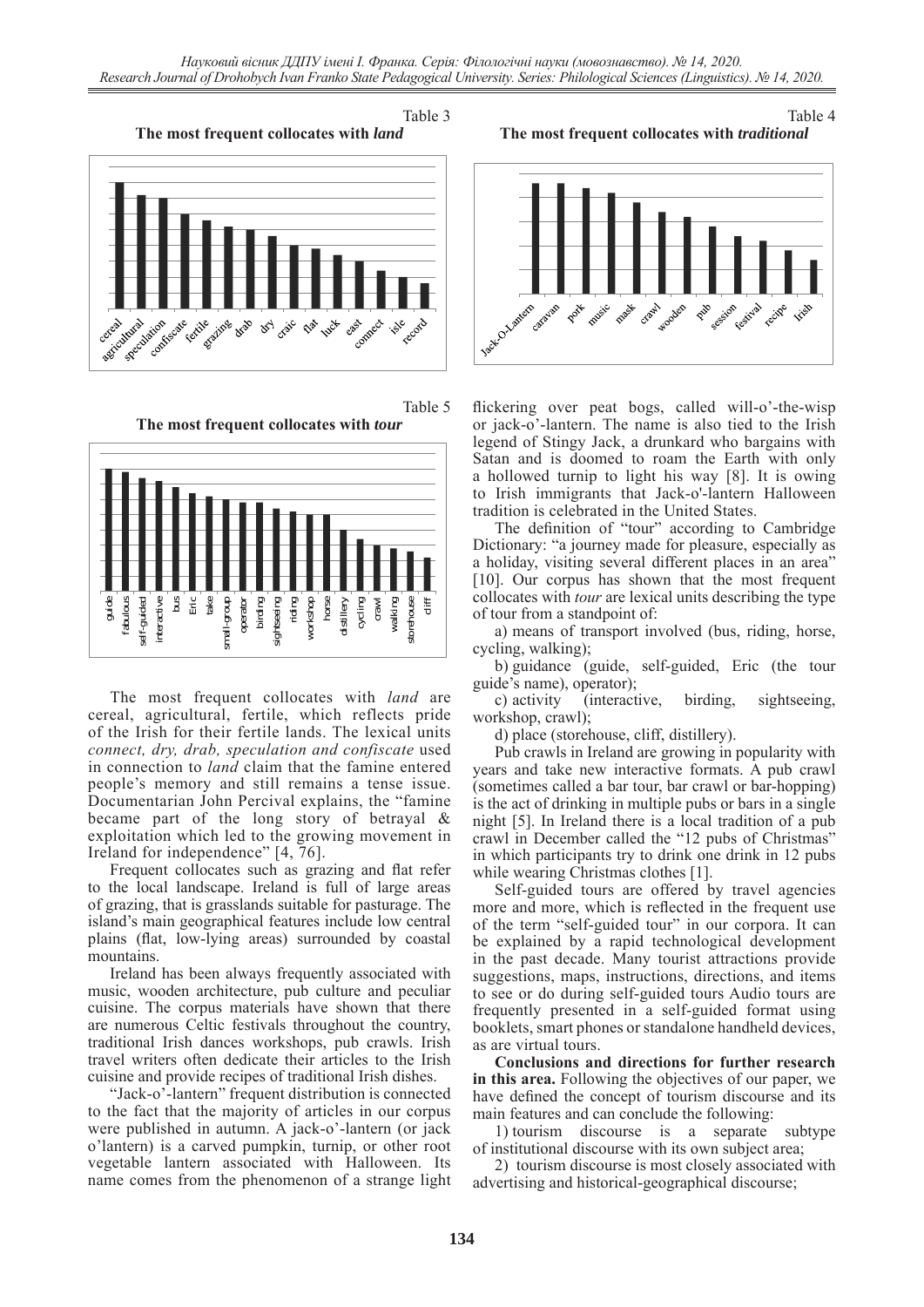Table 3

**The most frequent collocates with *land***

Table 4

**The most frequent collocates with *traditional***

Table 5

**The most frequent collocates with *tour***

The most frequent collocates with *land* are cereal, agricultural, fertile, which reflects pride of the Irish for their fertile lands. The lexical units *connect, dry, drab, speculation and confiscate* used in connection to *land* claim that the famine entered people's memory and still remains a tense issue. Documentarian John Percival explains, the "famine became part of the long story of betrayal & exploitation which led to the growing movement in Ireland for independence" [4, 76].

Frequent collocates such as grazing and flat refer to the local landscape. Ireland is full of large areas of grazing, that is grasslands suitable for pasturage. The island's main geographical features include low central plains (flat, low-lying areas) surrounded by coastal mountains.

Ireland has been always frequently associated with music, wooden architecture, pub culture and peculiar cuisine. The corpus materials have shown that there are numerous Celtic festivals throughout the country, traditional Irish dances workshops, pub crawls. Irish travel writers often dedicate their articles to the Irish cuisine and provide recipes of traditional Irish dishes.

"Jack-o'-lantern" frequent distribution is connected to the fact that the majority of articles in our corpus were published in autumn. A jack-o'-lantern (or jack o'lantern) is a carved pumpkin, turnip, or other root vegetable lantern associated with Halloween. Its name comes from the phenomenon of a strange light flickering over peat bogs, called will-o'-the-wisp or jack-o'-lantern. The name is also tied to the Irish legend of Stingy Jack, a drunkard who bargains with Satan and is doomed to roam the Earth with only a hollowed turnip to light his way [8]. It is owing to Irish immigrants that Jack-o'-lantern Halloween tradition is celebrated in the United States.

The definition of "tour" according to Cambridge Dictionary: "a journey made for pleasure, especially as a holiday, visiting several different places in an area" [10]. Our corpus has shown that the most frequent collocates with *tour* are lexical units describing the type of tour from a standpoint of:

a) means of transport involved (bus, riding, horse, cycling, walking);

b) guidance (guide, self-guided, Eric (the tour guide's name), operator);

c) activity (interactive, birding, sightseeing, workshop, crawl);

d) place (storehouse, cliff, distillery).

Pub crawls in Ireland are growing in popularity with years and take new interactive formats. A pub crawl (sometimes called a bar tour, bar crawl or bar-hopping) is the act of drinking in multiple pubs or bars in a single night [5]. In Ireland there is a local tradition of a pub crawl in December called the "12 pubs of Christmas" in which participants try to drink one drink in 12 pubs while wearing Christmas clothes [1].

Self-guided tours are offered by travel agencies more and more, which is reflected in the frequent use of the term "self-guided tour" in our corpora. It can be explained by a rapid technological development in the past decade. Many tourist attractions provide suggestions, maps, instructions, directions, and items to see or do during self-guided tours Audio tours are frequently presented in a self-guided format using booklets, smart phones or standalone handheld devices, as are virtual tours.

**Conclusions and directions for further research in this area.** Following the objectives of our paper, we have defined the concept of tourism discourse and its main features and can conclude the following:

1) tourism discourse is a separate subtype of institutional discourse with its own subject area;

2) tourism discourse is most closely associated with advertising and historical-geographical discourse;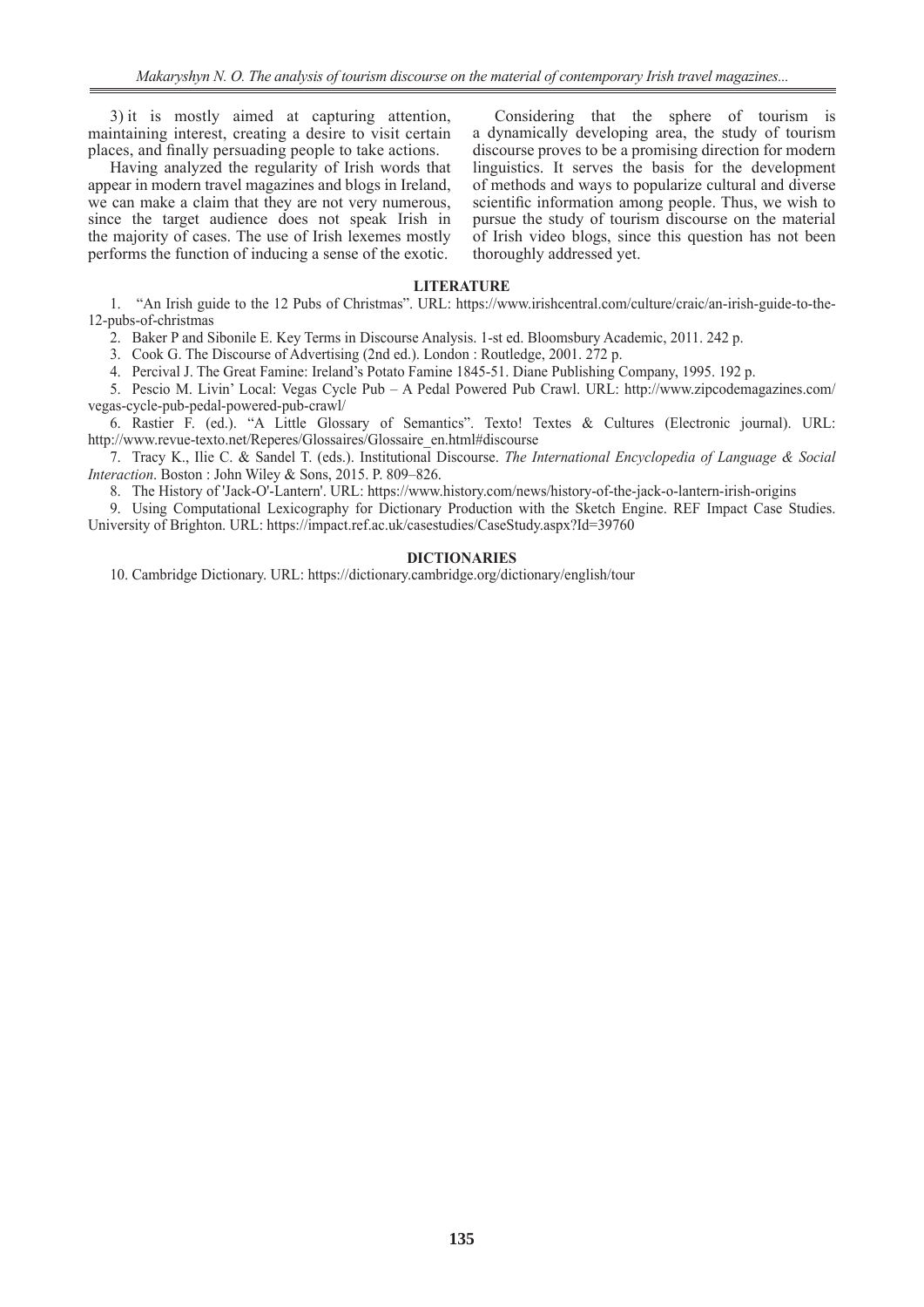3) it is mostly aimed at capturing attention, maintaining interest, creating a desire to visit certain places, and finally persuading people to take actions.

Having analyzed the regularity of Irish words that appear in modern travel magazines and blogs in Ireland, we can make a claim that they are not very numerous, since the target audience does not speak Irish in the majority of cases. The use of Irish lexemes mostly performs the function of inducing a sense of the exotic.

Considering that the sphere of tourism is a dynamically developing area, the study of tourism discourse proves to be a promising direction for modern linguistics. It serves the basis for the development of methods and ways to popularize cultural and diverse scientific information among people. Thus, we wish to pursue the study of tourism discourse on the material of Irish video blogs, since this question has not been thoroughly addressed yet.

## LITERATURE

1. "An Irish guide to the 12 Pubs of Christmas". URL: https://www.irishcentral.com/culture/craic/an-irish-guide-to-the-12-pubs-of-christmas
2. Baker P and Sibonile E. Key Terms in Discourse Analysis. 1-st ed. Bloomsbury Academic, 2011. 242 p.
3. Cook G. The Discourse of Advertising (2nd ed.). London : Routledge, 2001. 272 p.
4. Percival J. The Great Famine: Ireland's Potato Famine 1845-51. Diane Publishing Company, 1995. 192 p.
5. Pescio M. Livin' Local: Vegas Cycle Pub – A Pedal Powered Pub Crawl. URL: http://www.zipcodemagazines.com/vegas-cycle-pub-pedal-powered-pub-crawl/
6. Rastier F. (ed.). "A Little Glossary of Semantics". Texto! Textes & Cultures (Electronic journal). URL: http://www.revue-texto.net/Reperes/Glossaires/Glossaire_en.html#discourse
7. Tracy K., Ilie C. & Sandel T. (eds.). Institutional Discourse. *The International Encyclopedia of Language & Social Interaction*. Boston : John Wiley & Sons, 2015. P. 809–826.
8. The History of 'Jack-O'-Lantern'. URL: https://www.history.com/news/history-of-the-jack-o-lantern-irish-origins
9. Using Computational Lexicography for Dictionary Production with the Sketch Engine. REF Impact Case Studies. University of Brighton. URL: https://impact.ref.ac.uk/casestudies/CaseStudy.aspx?Id=39760

## DICTIONARIES

10. Cambridge Dictionary. URL: https://dictionary.cambridge.org/dictionary/english/tour